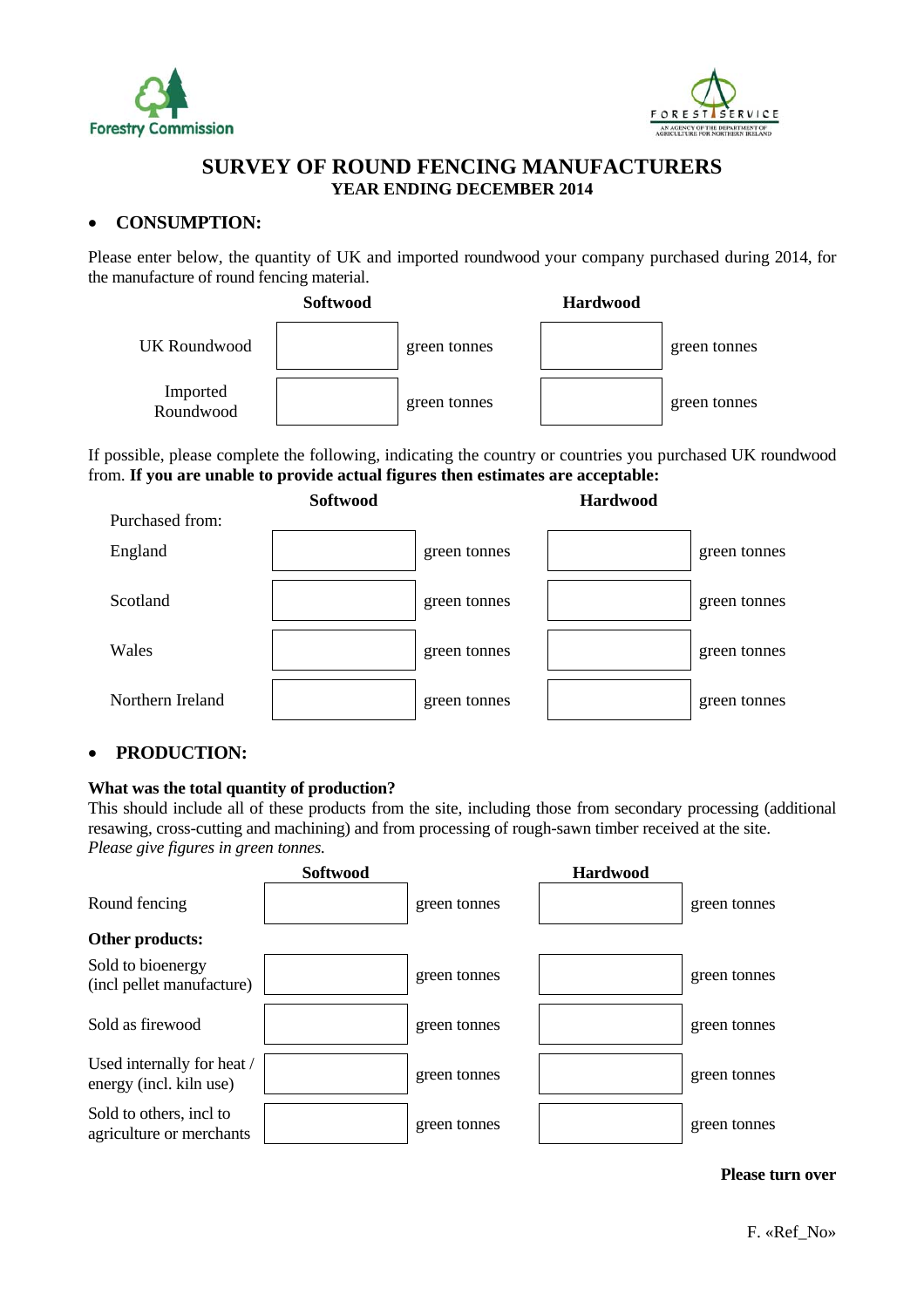Forestry Commission

FOREST SERVICE
AN AGENCY OF THE DEPARTMENT OF AGRICULTURE FOR NORTHERN IRELAND

# SURVEY OF ROUND FENCING MANUFACTURERS
## YEAR ENDING DECEMBER 2014

- **CONSUMPTION:**

Please enter below, the quantity of UK and imported roundwood your company purchased during 2014, for the manufacture of round fencing material.

| | Softwood | | Hardwood | |
|---|---|---|---|---|
| UK Roundwood | | green tonnes | | green tonnes |
| Imported Roundwood | | green tonnes | | green tonnes |

If possible, please complete the following, indicating the country or countries you purchased UK roundwood from. **If you are unable to provide actual figures then estimates are acceptable:**

| Purchased from: | Softwood | | Hardwood | |
|---|---|---|---|---|
| England | | green tonnes | | green tonnes |
| Scotland | | green tonnes | | green tonnes |
| Wales | | green tonnes | | green tonnes |
| Northern Ireland | | green tonnes | | green tonnes |

- **PRODUCTION:**

**What was the total quantity of production?**
This should include all of these products from the site, including those from secondary processing (additional resawing, cross-cutting and machining) and from processing of rough-sawn timber received at the site.
*Please give figures in green tonnes.*

| | Softwood | | Hardwood | |
|---|---|---|---|---|
| Round fencing | | green tonnes | | green tonnes |
| **Other products:** | | | | |
| Sold to bioenergy (incl pellet manufacture) | | green tonnes | | green tonnes |
| Sold as firewood | | green tonnes | | green tonnes |
| Used internally for heat / energy (incl. kiln use) | | green tonnes | | green tonnes |
| Sold to others, incl to agriculture or merchants | | green tonnes | | green tonnes |

**Please turn over**

F. «Ref_No»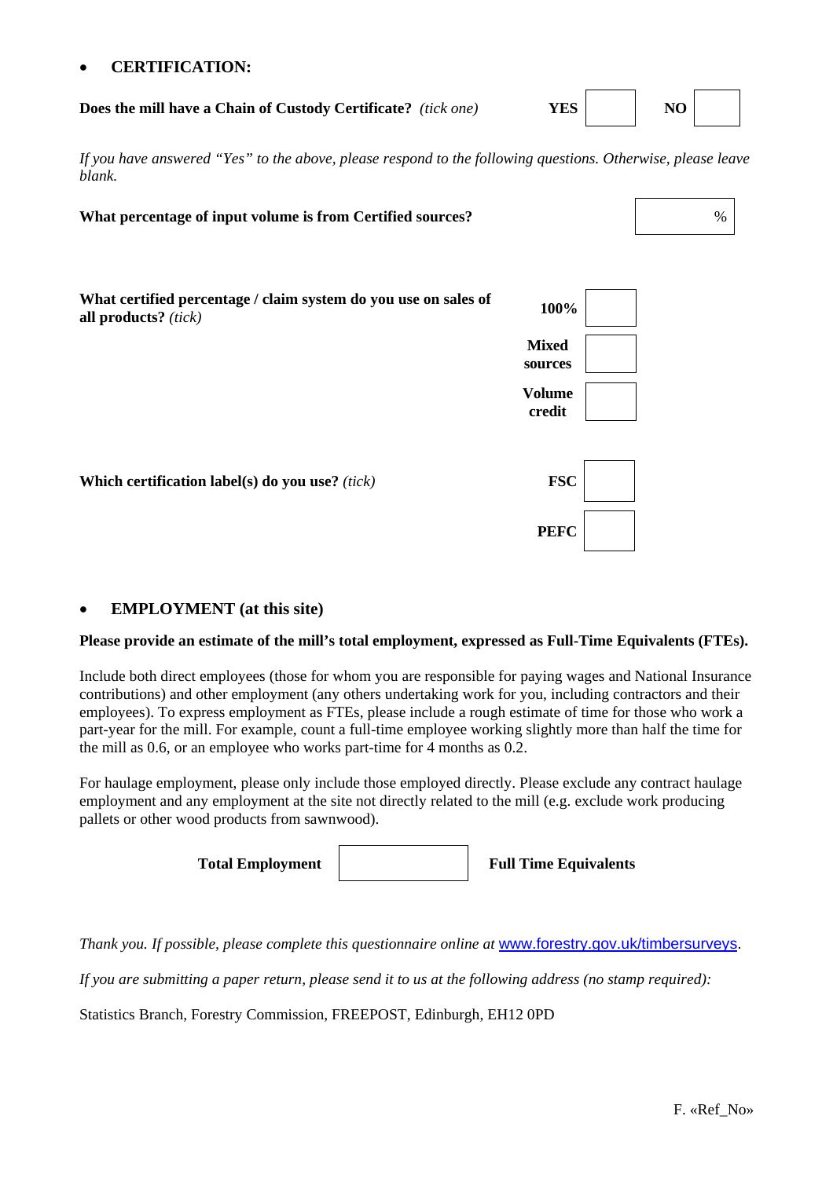- **CERTIFICATION:**

**Does the mill have a Chain of Custody Certificate?** *(tick one)* **YES** ☐ **NO** ☐

*If you have answered "Yes" to the above, please respond to the following questions. Otherwise, please leave blank.*

**What percentage of input volume is from Certified sources?** ☐ %

**What certified percentage / claim system do you use on sales of all products?** *(tick)*

- **100%** ☐
- **Mixed sources** ☐
- **Volume credit** ☐

**Which certification label(s) do you use?** *(tick)*

- **FSC** ☐
- **PEFC** ☐

- **EMPLOYMENT (at this site)**

**Please provide an estimate of the mill's total employment, expressed as Full-Time Equivalents (FTEs).**

Include both direct employees (those for whom you are responsible for paying wages and National Insurance contributions) and other employment (any others undertaking work for you, including contractors and their employees). To express employment as FTEs, please include a rough estimate of time for those who work a part-year for the mill. For example, count a full-time employee working slightly more than half the time for the mill as 0.6, or an employee who works part-time for 4 months as 0.2.

For haulage employment, please only include those employed directly. Please exclude any contract haulage employment and any employment at the site not directly related to the mill (e.g. exclude work producing pallets or other wood products from sawnwood).

**Total Employment** ☐ **Full Time Equivalents**

*Thank you. If possible, please complete this questionnaire online at* www.forestry.gov.uk/timbersurveys.

*If you are submitting a paper return, please send it to us at the following address (no stamp required):*

Statistics Branch, Forestry Commission, FREEPOST, Edinburgh, EH12 0PD

F. «Ref_No»